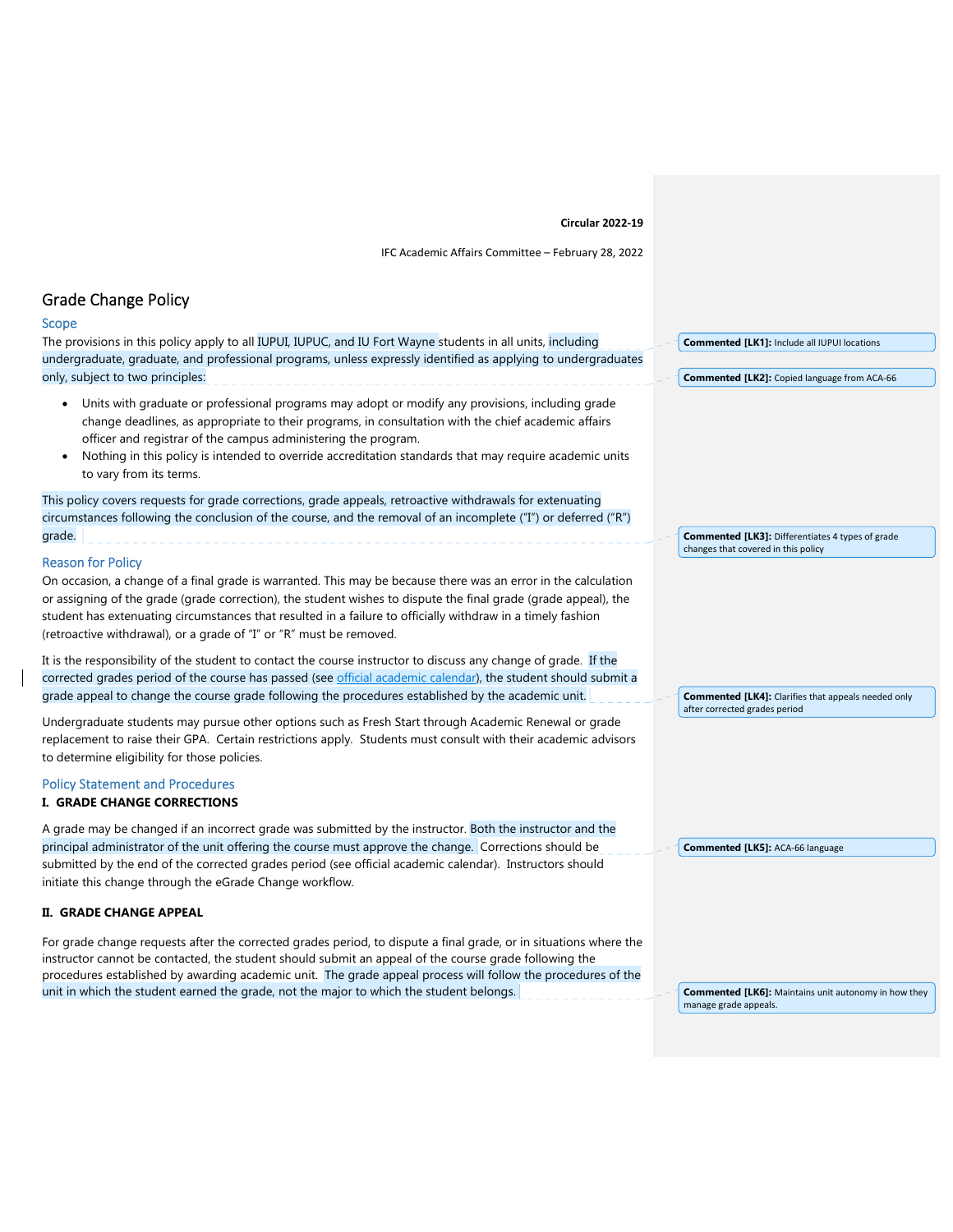**Circular 2022-19**

IFC Academic Affairs Committee – February 28, 2022

# Grade Change Policy

## Scope

The provisions in this policy apply to all IUPUI, IUPUC, and IU Fort Wayne students in all units, including undergraduate, graduate, and professional programs, unless expressly identified as applying to undergraduates only, subject to two principles:

- Units with graduate or professional programs may adopt or modify any provisions, including grade change deadlines, as appropriate to their programs, in consultation with the chief academic affairs officer and registrar of the campus administering the program.
- Nothing in this policy is intended to override accreditation standards that may require academic units to vary from its terms.

This policy covers requests for grade corrections, grade appeals, retroactive withdrawals for extenuating circumstances following the conclusion of the course, and the removal of an incomplete ("I") or deferred ("R") grade.

## Reason for Policy

On occasion, a change of a final grade is warranted. This may be because there was an error in the calculation or assigning of the grade (grade correction), the student wishes to dispute the final grade (grade appeal), the student has extenuating circumstances that resulted in a failure to officially withdraw in a timely fashion (retroactive withdrawal), or a grade of "I" or "R" must be removed.

It is the responsibility of the student to contact the course instructor to discuss any change of grade. If the corrected grades period of the course has passed (see official academic calendar), the student should submit a grade appeal to change the course grade following the procedures established by the academic unit.

Undergraduate students may pursue other options such as Fresh Start through Academic Renewal or grade replacement to raise their GPA. Certain restrictions apply. Students must consult with their academic advisors to determine eligibility for those policies.

## Policy Statement and Procedures

### I. GRADE CHANGE CORRECTIONS

A grade may be changed if an incorrect grade was submitted by the instructor. Both the instructor and the principal administrator of the unit offering the course must approve the change. Corrections should be submitted by the end of the corrected grades period (see official academic calendar). Instructors should initiate this change through the eGrade Change workflow.

### II. GRADE CHANGE APPEAL

For grade change requests after the corrected grades period, to dispute a final grade, or in situations where the instructor cannot be contacted, the student should submit an appeal of the course grade following the procedures established by awarding academic unit. The grade appeal process will follow the procedures of the unit in which the student earned the grade, not the major to which the student belongs.

---

**Commented [LK1]:** Include all IUPUI locations

**Commented [LK2]:** Copied language from ACA-66

**Commented [LK3]:** Differentiates 4 types of grade changes that covered in this policy

**Commented [LK4]:** Clarifies that appeals needed only after corrected grades period

**Commented [LK5]:** ACA-66 language

**Commented [LK6]:** Maintains unit autonomy in how they manage grade appeals.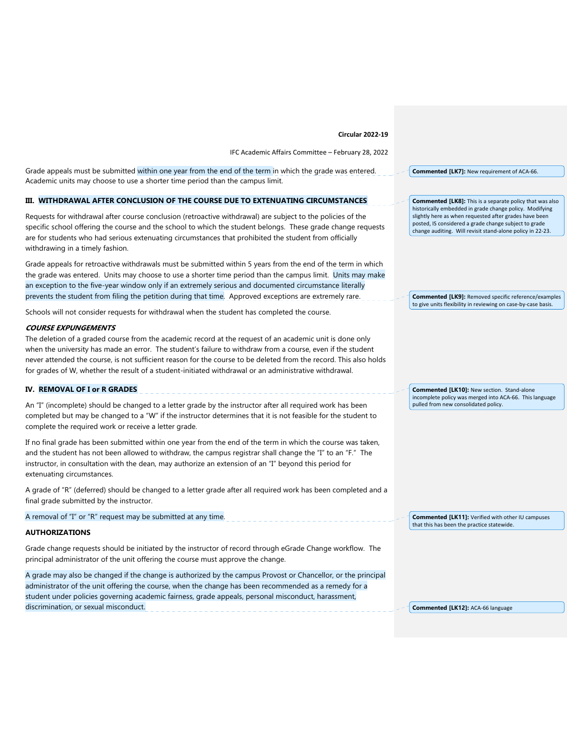Grade appeals must be submitted within one year from the end of the term in which the grade was entered. Academic units may choose to use a shorter time period than the campus limit.

> **Commented [LK7]:** New requirement of ACA-66.

## III. WITHDRAWAL AFTER CONCLUSION OF THE COURSE DUE TO EXTENUATING CIRCUMSTANCES

> **Commented [LK8]:** This is a separate policy that was also historically embedded in grade change policy. Modifying slightly here as when requested after grades have been posted, IS considered a grade change subject to grade change auditing. Will revisit stand-alone policy in 22-23.

Requests for withdrawal after course conclusion (retroactive withdrawal) are subject to the policies of the specific school offering the course and the school to which the student belongs. These grade change requests are for students who had serious extenuating circumstances that prohibited the student from officially withdrawing in a timely fashion.

Grade appeals for retroactive withdrawals must be submitted within 5 years from the end of the term in which the grade was entered. Units may choose to use a shorter time period than the campus limit. Units may make an exception to the five-year window only if an extremely serious and documented circumstance literally prevents the student from filing the petition during that time. Approved exceptions are extremely rare.

> **Commented [LK9]:** Removed specific reference/examples to give units flexibility in reviewing on case-by-case basis.

Schools will not consider requests for withdrawal when the student has completed the course.

***COURSE EXPUNGEMENTS***

The deletion of a graded course from the academic record at the request of an academic unit is done only when the university has made an error. The student's failure to withdraw from a course, even if the student never attended the course, is not sufficient reason for the course to be deleted from the record. This also holds for grades of W, whether the result of a student-initiated withdrawal or an administrative withdrawal.

## IV. REMOVAL OF I or R GRADES

> **Commented [LK10]:** New section. Stand-alone incomplete policy was merged into ACA-66. This language pulled from new consolidated policy.

An "I" (incomplete) should be changed to a letter grade by the instructor after all required work has been completed but may be changed to a "W" if the instructor determines that it is not feasible for the student to complete the required work or receive a letter grade.

If no final grade has been submitted within one year from the end of the term in which the course was taken, and the student has not been allowed to withdraw, the campus registrar shall change the "I" to an "F." The instructor, in consultation with the dean, may authorize an extension of an "I" beyond this period for extenuating circumstances.

A grade of "R" (deferred) should be changed to a letter grade after all required work has been completed and a final grade submitted by the instructor.

A removal of "I" or "R" request may be submitted at any time.

> **Commented [LK11]:** Verified with other IU campuses that this has been the practice statewide.

**AUTHORIZATIONS**

Grade change requests should be initiated by the instructor of record through eGrade Change workflow. The principal administrator of the unit offering the course must approve the change.

A grade may also be changed if the change is authorized by the campus Provost or Chancellor, or the principal administrator of the unit offering the course, when the change has been recommended as a remedy for a student under policies governing academic fairness, grade appeals, personal misconduct, harassment, discrimination, or sexual misconduct.

> **Commented [LK12]:** ACA-66 language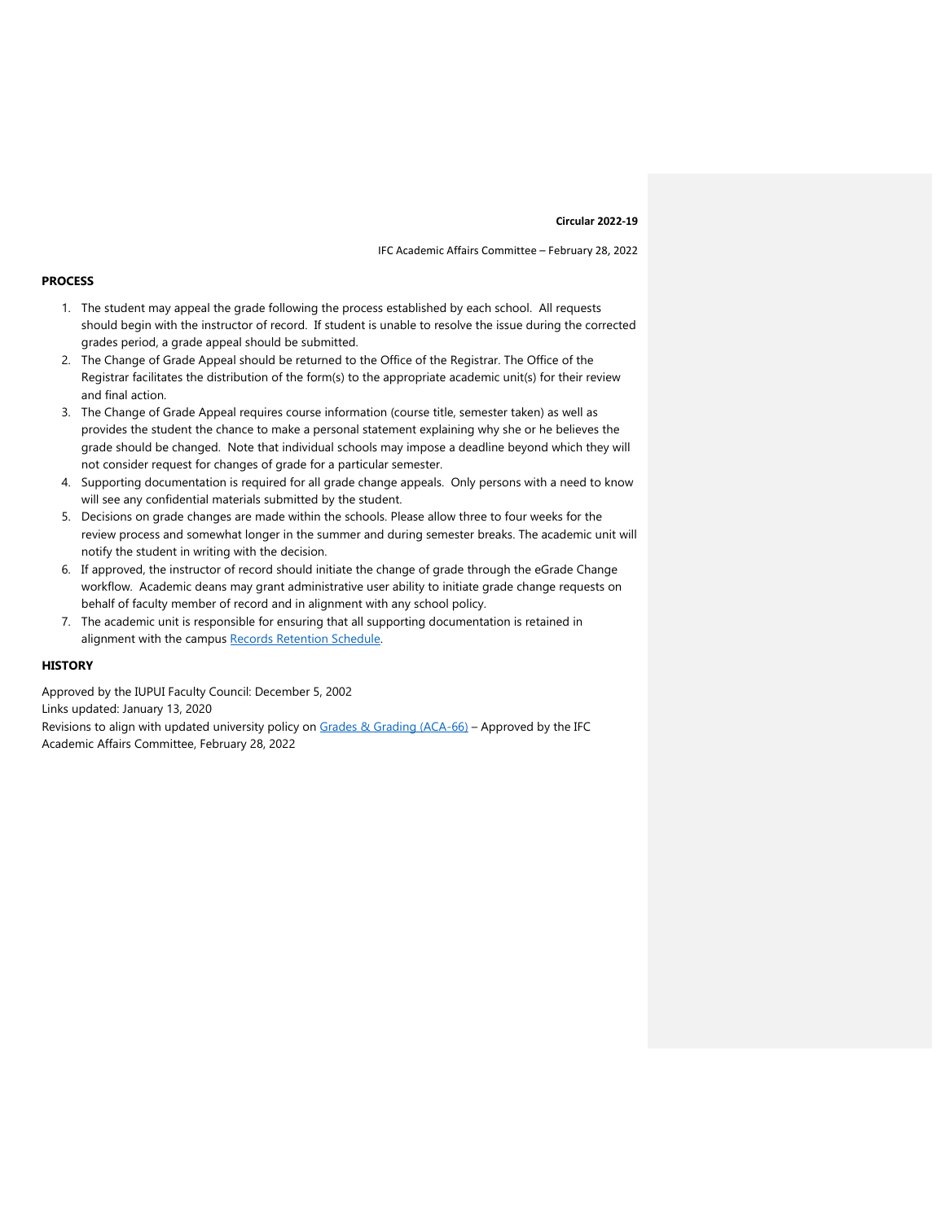**Circular 2022-19**

IFC Academic Affairs Committee – February 28, 2022

**PROCESS**

1. The student may appeal the grade following the process established by each school. All requests should begin with the instructor of record. If student is unable to resolve the issue during the corrected grades period, a grade appeal should be submitted.
2. The Change of Grade Appeal should be returned to the Office of the Registrar. The Office of the Registrar facilitates the distribution of the form(s) to the appropriate academic unit(s) for their review and final action.
3. The Change of Grade Appeal requires course information (course title, semester taken) as well as provides the student the chance to make a personal statement explaining why she or he believes the grade should be changed. Note that individual schools may impose a deadline beyond which they will not consider request for changes of grade for a particular semester.
4. Supporting documentation is required for all grade change appeals. Only persons with a need to know will see any confidential materials submitted by the student.
5. Decisions on grade changes are made within the schools. Please allow three to four weeks for the review process and somewhat longer in the summer and during semester breaks. The academic unit will notify the student in writing with the decision.
6. If approved, the instructor of record should initiate the change of grade through the eGrade Change workflow. Academic deans may grant administrative user ability to initiate grade change requests on behalf of faculty member of record and in alignment with any school policy.
7. The academic unit is responsible for ensuring that all supporting documentation is retained in alignment with the campus Records Retention Schedule.

**HISTORY**

Approved by the IUPUI Faculty Council: December 5, 2002
Links updated: January 13, 2020
Revisions to align with updated university policy on Grades & Grading (ACA-66) – Approved by the IFC Academic Affairs Committee, February 28, 2022